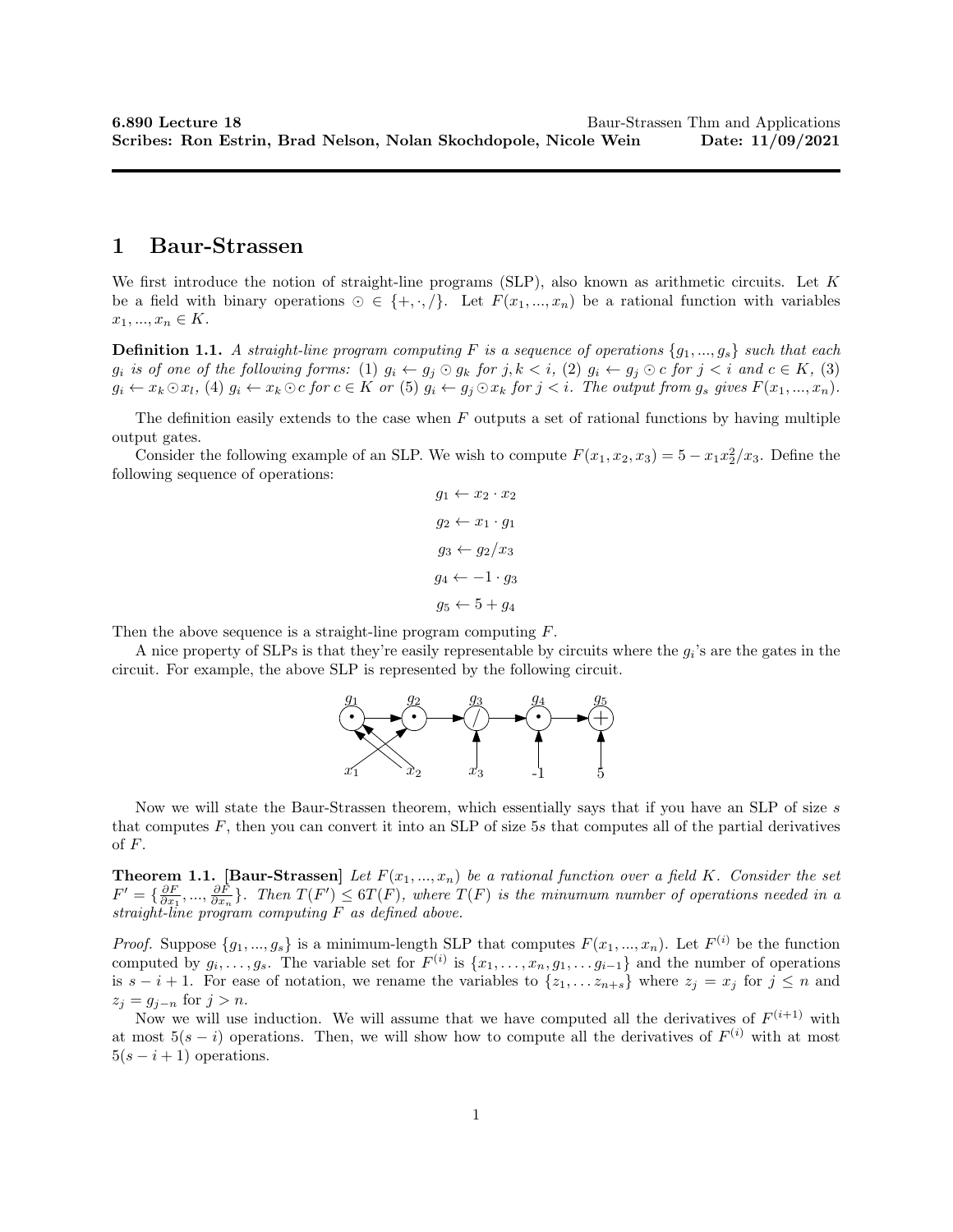**6.890 Lecture 18** Baur-Strassen Thm and Applications
**Scribes: Ron Estrin, Brad Nelson, Nolan Skochdopole, Nicole Wein** **Date: 11/09/2021**

# 1 Baur-Strassen

We first introduce the notion of straight-line programs (SLP), also known as arithmetic circuits. Let $K$ be a field with binary operations $\odot \in \{+, \cdot, /\}$. Let $F(x_1, ..., x_n)$ be a rational function with variables $x_1, ..., x_n \in K$.

**Definition 1.1.** *A straight-line program computing $F$ is a sequence of operations $\{g_1, ..., g_s\}$ such that each $g_i$ is of one of the following forms: (1) $g_i \leftarrow g_j \odot g_k$ for $j, k < i$, (2) $g_i \leftarrow g_j \odot c$ for $j < i$ and $c \in K$, (3) $g_i \leftarrow x_k \odot x_l$, (4) $g_i \leftarrow x_k \odot c$ for $c \in K$ or (5) $g_i \leftarrow g_j \odot x_k$ for $j < i$. The output from $g_s$ gives $F(x_1, ..., x_n)$.*

The definition easily extends to the case when $F$ outputs a set of rational functions by having multiple output gates.

Consider the following example of an SLP. We wish to compute $F(x_1, x_2, x_3) = 5 - x_1 x_2^2 / x_3$. Define the following sequence of operations:

$$g_1 \leftarrow x_2 \cdot x_2$$

$$g_2 \leftarrow x_1 \cdot g_1$$

$$g_3 \leftarrow g_2 / x_3$$

$$g_4 \leftarrow -1 \cdot g_3$$

$$g_5 \leftarrow 5 + g_4$$

Then the above sequence is a straight-line program computing $F$.

A nice property of SLPs is that they're easily representable by circuits where the $g_i$'s are the gates in the circuit. For example, the above SLP is represented by the following circuit.

Now we will state the Baur-Strassen theorem, which essentially says that if you have an SLP of size $s$ that computes $F$, then you can convert it into an SLP of size $5s$ that computes all of the partial derivatives of $F$.

**Theorem 1.1. [Baur-Strassen]** *Let $F(x_1, ..., x_n)$ be a rational function over a field $K$. Consider the set $F' = \{\frac{\partial F}{\partial x_1}, ..., \frac{\partial F}{\partial x_n}\}$. Then $T(F') \leq 6T(F)$, where $T(F)$ is the minumum number of operations needed in a straight-line program computing $F$ as defined above.*

*Proof.* Suppose $\{g_1, ..., g_s\}$ is a minimum-length SLP that computes $F(x_1, ..., x_n)$. Let $F^{(i)}$ be the function computed by $g_i, \ldots, g_s$. The variable set for $F^{(i)}$ is $\{x_1, \ldots, x_n, g_1, \ldots g_{i-1}\}$ and the number of operations is $s - i + 1$. For ease of notation, we rename the variables to $\{z_1, \ldots z_{n+s}\}$ where $z_j = x_j$ for $j \leq n$ and $z_j = g_{j-n}$ for $j > n$.

Now we will use induction. We will assume that we have computed all the derivatives of $F^{(i+1)}$ with at most $5(s - i)$ operations. Then, we will show how to compute all the derivatives of $F^{(i)}$ with at most $5(s - i + 1)$ operations.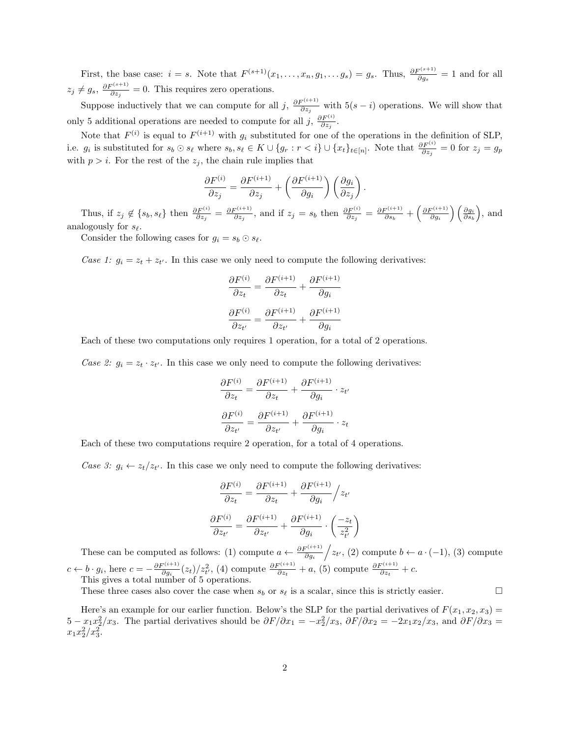First, the base case: $i = s$. Note that $F^{(s+1)}(x_1, \ldots, x_n, g_1, \ldots g_s) = g_s$. Thus, $\frac{\partial F^{(s+1)}}{\partial g_s} = 1$ and for all $z_j \neq g_s$, $\frac{\partial F^{(s+1)}}{\partial z_j} = 0$. This requires zero operations.

Suppose inductively that we can compute for all $j$, $\frac{\partial F^{(i+1)}}{\partial z_j}$ with $5(s-i)$ operations. We will show that only 5 additional operations are needed to compute for all $j$, $\frac{\partial F^{(i)}}{\partial z_j}$.

Note that $F^{(i)}$ is equal to $F^{(i+1)}$ with $g_i$ substituted for one of the operations in the definition of SLP, i.e. $g_i$ is substituted for $s_b \odot s_\ell$ where $s_b, s_\ell \in K \cup \{g_r : r < i\} \cup \{x_t\}_{t \in [n]}$. Note that $\frac{\partial F^{(i)}}{\partial z_j} = 0$ for $z_j = g_p$ with $p > i$. For the rest of the $z_j$, the chain rule implies that

$$\frac{\partial F^{(i)}}{\partial z_j} = \frac{\partial F^{(i+1)}}{\partial z_j} + \left(\frac{\partial F^{(i+1)}}{\partial g_i}\right)\left(\frac{\partial g_i}{\partial z_j}\right).$$

Thus, if $z_j \notin \{s_b, s_\ell\}$ then $\frac{\partial F^{(i)}}{\partial z_j} = \frac{\partial F^{(i+1)}}{\partial z_j}$, and if $z_j = s_b$ then $\frac{\partial F^{(i)}}{\partial z_j} = \frac{\partial F^{(i+1)}}{\partial s_b} + \left(\frac{\partial F^{(i+1)}}{\partial g_i}\right)\left(\frac{\partial g_i}{\partial s_b}\right)$, and analogously for $s_\ell$.

Consider the following cases for $g_i = s_b \odot s_\ell$.

*Case 1: $g_i = z_t + z_{t'}$.* In this case we only need to compute the following derivatives:

$$\frac{\partial F^{(i)}}{\partial z_t} = \frac{\partial F^{(i+1)}}{\partial z_t} + \frac{\partial F^{(i+1)}}{\partial g_i}$$

$$\frac{\partial F^{(i)}}{\partial z_{t'}} = \frac{\partial F^{(i+1)}}{\partial z_{t'}} + \frac{\partial F^{(i+1)}}{\partial g_i}$$

Each of these two computations only requires 1 operation, for a total of 2 operations.

*Case 2: $g_i = z_t \cdot z_{t'}$.* In this case we only need to compute the following derivatives:

$$\frac{\partial F^{(i)}}{\partial z_t} = \frac{\partial F^{(i+1)}}{\partial z_t} + \frac{\partial F^{(i+1)}}{\partial g_i} \cdot z_{t'}$$

$$\frac{\partial F^{(i)}}{\partial z_{t'}} = \frac{\partial F^{(i+1)}}{\partial z_{t'}} + \frac{\partial F^{(i+1)}}{\partial g_i} \cdot z_t$$

Each of these two computations require 2 operation, for a total of 4 operations.

*Case 3: $g_i \leftarrow z_t / z_{t'}$.* In this case we only need to compute the following derivatives:

$$\frac{\partial F^{(i)}}{\partial z_t} = \frac{\partial F^{(i+1)}}{\partial z_t} + \frac{\partial F^{(i+1)}}{\partial g_i} \Big/ z_{t'}$$

$$\frac{\partial F^{(i)}}{\partial z_{t'}} = \frac{\partial F^{(i+1)}}{\partial z_{t'}} + \frac{\partial F^{(i+1)}}{\partial g_i} \cdot \left(\frac{-z_t}{z_{t'}^2}\right)$$

These can be computed as follows: (1) compute $a \leftarrow \frac{\partial F^{(i+1)}}{\partial g_i} \Big/ z_{t'}$, (2) compute $b \leftarrow a \cdot (-1)$, (3) compute $c \leftarrow b \cdot g_i$, here $c = -\frac{\partial F^{(i+1)}}{\partial g_i}(z_t)/z_{t'}^2$, (4) compute $\frac{\partial F^{(i+1)}}{\partial z_t} + a$, (5) compute $\frac{\partial F^{(i+1)}}{\partial z_t} + c$.

This gives a total number of 5 operations.

These three cases also cover the case when $s_b$ or $s_\ell$ is a scalar, since this is strictly easier. $\square$

Here's an example for our earlier function. Below's the SLP for the partial derivatives of $F(x_1, x_2, x_3) = 5 - x_1 x_2^2 / x_3$. The partial derivatives should be $\partial F / \partial x_1 = -x_2^2 / x_3$, $\partial F / \partial x_2 = -2 x_1 x_2 / x_3$, and $\partial F / \partial x_3 = x_1 x_2^2 / x_3^2$.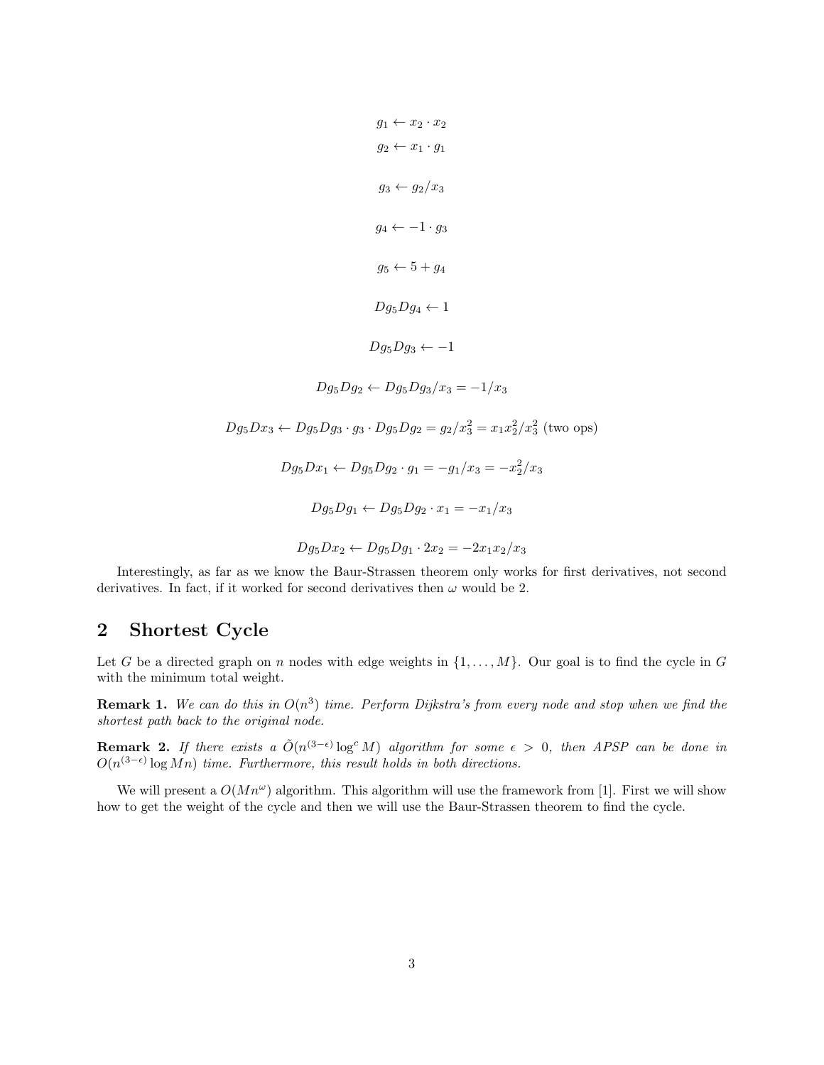$$g_1 \leftarrow x_2 \cdot x_2$$

$$g_2 \leftarrow x_1 \cdot g_1$$

$$g_3 \leftarrow g_2 / x_3$$

$$g_4 \leftarrow -1 \cdot g_3$$

$$g_5 \leftarrow 5 + g_4$$

$$Dg_5 Dg_4 \leftarrow 1$$

$$Dg_5 Dg_3 \leftarrow -1$$

$$Dg_5 Dg_2 \leftarrow Dg_5 Dg_3 / x_3 = -1/x_3$$

$$Dg_5 Dx_3 \leftarrow Dg_5 Dg_3 \cdot g_3 \cdot Dg_5 Dg_2 = g_2/x_3^2 = x_1 x_2^2 / x_3^2 \text{ (two ops)}$$

$$Dg_5 Dx_1 \leftarrow Dg_5 Dg_2 \cdot g_1 = -g_1/x_3 = -x_2^2/x_3$$

$$Dg_5 Dg_1 \leftarrow Dg_5 Dg_2 \cdot x_1 = -x_1/x_3$$

$$Dg_5 Dx_2 \leftarrow Dg_5 Dg_1 \cdot 2x_2 = -2x_1 x_2 / x_3$$

Interestingly, as far as we know the Baur-Strassen theorem only works for first derivatives, not second derivatives. In fact, if it worked for second derivatives then $\omega$ would be 2.

## 2 Shortest Cycle

Let $G$ be a directed graph on $n$ nodes with edge weights in $\{1, \ldots, M\}$. Our goal is to find the cycle in $G$ with the minimum total weight.

**Remark 1.** *We can do this in $O(n^3)$ time. Perform Dijkstra's from every node and stop when we find the shortest path back to the original node.*

**Remark 2.** *If there exists a $\tilde{O}(n^{(3-\epsilon)} \log^c M)$ algorithm for some $\epsilon > 0$, then APSP can be done in $O(n^{(3-\epsilon)} \log Mn)$ time. Furthermore, this result holds in both directions.*

We will present a $O(Mn^\omega)$ algorithm. This algorithm will use the framework from [1]. First we will show how to get the weight of the cycle and then we will use the Baur-Strassen theorem to find the cycle.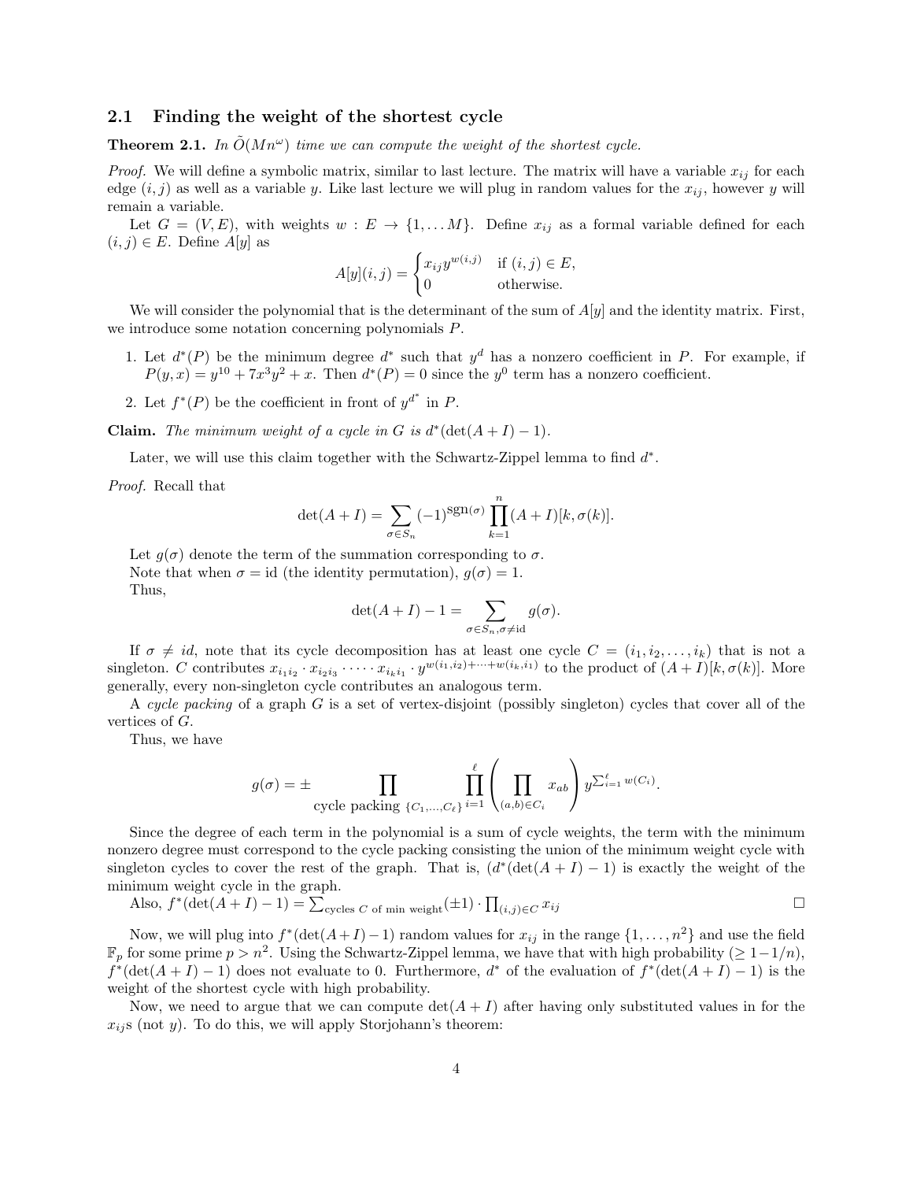## 2.1 Finding the weight of the shortest cycle

**Theorem 2.1.** *In $\tilde{O}(Mn^\omega)$ time we can compute the weight of the shortest cycle.*

*Proof.* We will define a symbolic matrix, similar to last lecture. The matrix will have a variable $x_{ij}$ for each edge $(i,j)$ as well as a variable $y$. Like last lecture we will plug in random values for the $x_{ij}$, however $y$ will remain a variable.

Let $G = (V, E)$, with weights $w : E \to \{1, \dots M\}$. Define $x_{ij}$ as a formal variable defined for each $(i,j) \in E$. Define $A[y]$ as

$$A[y](i,j) = \begin{cases} x_{ij} y^{w(i,j)} & \text{if } (i,j) \in E, \\ 0 & \text{otherwise.} \end{cases}$$

We will consider the polynomial that is the determinant of the sum of $A[y]$ and the identity matrix. First, we introduce some notation concerning polynomials $P$.

1. Let $d^*(P)$ be the minimum degree $d^*$ such that $y^d$ has a nonzero coefficient in $P$. For example, if $P(y,x) = y^{10} + 7x^3y^2 + x$. Then $d^*(P) = 0$ since the $y^0$ term has a nonzero coefficient.
2. Let $f^*(P)$ be the coefficient in front of $y^{d^*}$ in $P$.

**Claim.** *The minimum weight of a cycle in $G$ is $d^*(\det(A + I) - 1)$.*

Later, we will use this claim together with the Schwartz-Zippel lemma to find $d^*$.

*Proof.* Recall that

$$\det(A + I) = \sum_{\sigma \in S_n} (-1)^{\text{sgn}(\sigma)} \prod_{k=1}^{n} (A + I)[k, \sigma(k)].$$

Let $g(\sigma)$ denote the term of the summation corresponding to $\sigma$.
Note that when $\sigma = \text{id}$ (the identity permutation), $g(\sigma) = 1$.
Thus,

$$\det(A + I) - 1 = \sum_{\sigma \in S_n, \sigma \neq \text{id}} g(\sigma).$$

If $\sigma \neq id$, note that its cycle decomposition has at least one cycle $C = (i_1, i_2, \dots, i_k)$ that is not a singleton. $C$ contributes $x_{i_1 i_2} \cdot x_{i_2 i_3} \cdot \dots \cdot x_{i_k i_1} \cdot y^{w(i_1, i_2) + \dots + w(i_k, i_1)}$ to the product of $(A + I)[k, \sigma(k)]$. More generally, every non-singleton cycle contributes an analogous term.

A *cycle packing* of a graph $G$ is a set of vertex-disjoint (possibly singleton) cycles that cover all of the vertices of $G$.

Thus, we have

$$g(\sigma) = \pm \prod_{\text{cycle packing } \{C_1, \dots, C_\ell\}} \prod_{i=1}^{\ell} \left( \prod_{(a,b) \in C_i} x_{ab} \right) y^{\sum_{i=1}^{\ell} w(C_i)}.$$

Since the degree of each term in the polynomial is a sum of cycle weights, the term with the minimum nonzero degree must correspond to the cycle packing consisting the union of the minimum weight cycle with singleton cycles to cover the rest of the graph. That is, ($d^*(\det(A + I) - 1)$ is exactly the weight of the minimum weight cycle in the graph.

Also, $f^*(\det(A + I) - 1) = \sum_{\text{cycles } C \text{ of min weight}} (\pm 1) \cdot \prod_{(i,j) \in C} x_{ij}$ □

Now, we will plug into $f^*(\det(A+I)-1)$ random values for $x_{ij}$ in the range $\{1, \dots, n^2\}$ and use the field $\mathbb{F}_p$ for some prime $p > n^2$. Using the Schwartz-Zippel lemma, we have that with high probability ($\geq 1 - 1/n$), $f^*(\det(A + I) - 1)$ does not evaluate to 0. Furthermore, $d^*$ of the evaluation of $f^*(\det(A + I) - 1)$ is the weight of the shortest cycle with high probability.

Now, we need to argue that we can compute $\det(A + I)$ after having only substituted values in for the $x_{ij}$s (not $y$). To do this, we will apply Storjohann's theorem: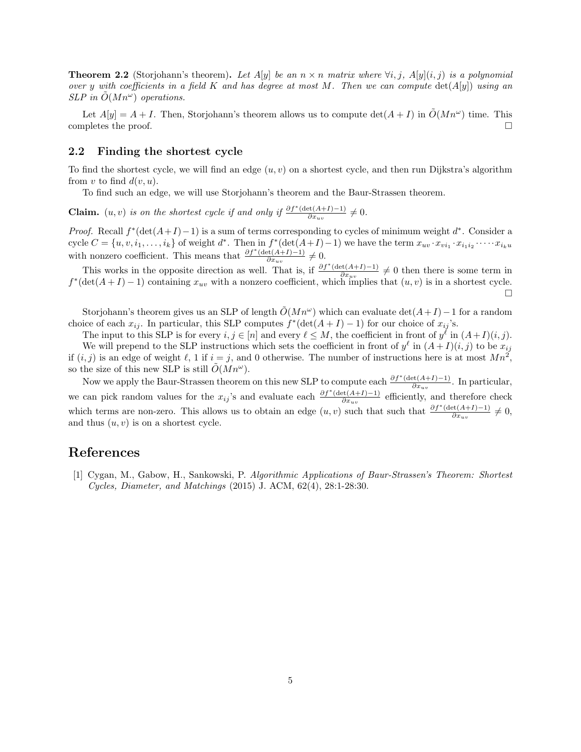**Theorem 2.2** (Storjohann's theorem)**.** *Let $A[y]$ be an $n \times n$ matrix where $\forall i, j$, $A[y](i,j)$ is a polynomial over $y$ with coefficients in a field $K$ and has degree at most $M$. Then we can compute $\det(A[y])$ using an SLP in $\tilde{O}(Mn^\omega)$ operations.*

Let $A[y] = A + I$. Then, Storjohann's theorem allows us to compute $\det(A+I)$ in $\tilde{O}(Mn^\omega)$ time. This completes the proof. □

### 2.2 Finding the shortest cycle

To find the shortest cycle, we will find an edge $(u, v)$ on a shortest cycle, and then run Dijkstra's algorithm from $v$ to find $d(v, u)$.

To find such an edge, we will use Storjohann's theorem and the Baur-Strassen theorem.

**Claim.** *$(u, v)$ is on the shortest cycle if and only if $\frac{\partial f^*(\det(A+I)-1)}{\partial x_{uv}} \neq 0$.*

*Proof.* Recall $f^*(\det(A+I)-1)$ is a sum of terms corresponding to cycles of minimum weight $d^*$. Consider a cycle $C = \{u, v, i_1, \ldots, i_k\}$ of weight $d^*$. Then in $f^*(\det(A+I)-1)$ we have the term $x_{uv} \cdot x_{vi_1} \cdot x_{i_1 i_2} \cdot \cdots \cdot x_{i_k u}$ with nonzero coefficient. This means that $\frac{\partial f^*(\det(A+I)-1)}{\partial x_{uv}} \neq 0$.

This works in the opposite direction as well. That is, if $\frac{\partial f^*(\det(A+I)-1)}{\partial x_{uv}} \neq 0$ then there is some term in $f^*(\det(A+I)-1)$ containing $x_{uv}$ with a nonzero coefficient, which implies that $(u, v)$ is in a shortest cycle. □

Storjohann's theorem gives us an SLP of length $\tilde{O}(Mn^\omega)$ which can evaluate $\det(A+I)-1$ for a random choice of each $x_{ij}$. In particular, this SLP computes $f^*(\det(A+I)-1)$ for our choice of $x_{ij}$'s.

The input to this SLP is for every $i, j \in [n]$ and every $\ell \leq M$, the coefficient in front of $y^\ell$ in $(A+I)(i,j)$.

We will prepend to the SLP instructions which sets the coefficient in front of $y^\ell$ in $(A+I)(i,j)$ to be $x_{ij}$ if $(i, j)$ is an edge of weight $\ell$, 1 if $i = j$, and 0 otherwise. The number of instructions here is at most $Mn^2$, so the size of this new SLP is still $\tilde{O}(Mn^\omega)$.

Now we apply the Baur-Strassen theorem on this new SLP to compute each $\frac{\partial f^*(\det(A+I)-1)}{\partial x_{uv}}$. In particular, we can pick random values for the $x_{ij}$'s and evaluate each $\frac{\partial f^*(\det(A+I)-1)}{\partial x_{uv}}$ efficiently, and therefore check which terms are non-zero. This allows us to obtain an edge $(u, v)$ such that such that $\frac{\partial f^*(\det(A+I)-1)}{\partial x_{uv}} \neq 0$, and thus $(u, v)$ is on a shortest cycle.

# References

[1] Cygan, M., Gabow, H., Sankowski, P. *Algorithmic Applications of Baur-Strassen's Theorem: Shortest Cycles, Diameter, and Matchings* (2015) J. ACM, 62(4), 28:1-28:30.